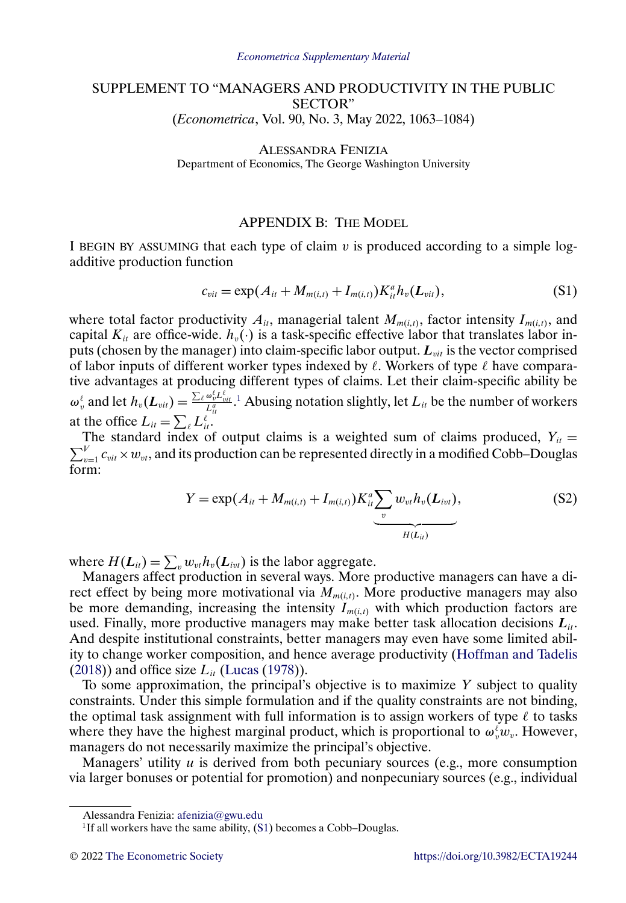# SUPPLEMENT TO "MANAGERS AND PRODUCTIVITY IN THE PUBLIC SECTOR"

(*Econometrica*, Vol. 90, No. 3, May 2022, 1063–1084)

ALESSANDRA FENIZIA
Department of Economics, The George Washington University

## APPENDIX B: THE MODEL

I BEGIN BY ASSUMING that each type of claim $v$ is produced according to a simple log-additive production function

$$c_{vit} = \exp(A_{it} + M_{m(i,t)} + I_{m(i,t)}) K_{it}^{a} h_v(\boldsymbol{L}_{vit}), \tag{S1}$$

where total factor productivity $A_{it}$, managerial talent $M_{m(i,t)}$, factor intensity $I_{m(i,t)}$, and capital $K_{it}$ are office-wide. $h_v(\cdot)$ is a task-specific effective labor that translates labor inputs (chosen by the manager) into claim-specific labor output. $\boldsymbol{L}_{vit}$ is the vector comprised of labor inputs of different worker types indexed by $\ell$. Workers of type $\ell$ have comparative advantages at producing different types of claims. Let their claim-specific ability be $\omega_v^{\ell}$ and let $h_v(\boldsymbol{L}_{vit}) = \frac{\sum_{\ell} \omega_v^{\ell} L_{vit}^{\ell}}{L_{it}^{a}}$.[1] Abusing notation slightly, let $L_{it}$ be the number of workers at the office $L_{it} = \sum_{\ell} L_{it}^{\ell}$.

The standard index of output claims is a weighted sum of claims produced, $Y_{it} = \sum_{v=1}^{V} c_{vit} \times w_{vt}$, and its production can be represented directly in a modified Cobb–Douglas form:

$$Y = \exp(A_{it} + M_{m(i,t)} + I_{m(i,t)}) K_{it}^{a} \underbrace{\sum_{v} w_{vt} h_v(\boldsymbol{L}_{ivt})}_{H(\boldsymbol{L}_{it})}, \tag{S2}$$

where $H(\boldsymbol{L}_{it}) = \sum_{v} w_{vt} h_v(\boldsymbol{L}_{ivt})$ is the labor aggregate.

Managers affect production in several ways. More productive managers can have a direct effect by being more motivational via $M_{m(i,t)}$. More productive managers may also be more demanding, increasing the intensity $I_{m(i,t)}$ with which production factors are used. Finally, more productive managers may make better task allocation decisions $\boldsymbol{L}_{it}$. And despite institutional constraints, better managers may even have some limited ability to change worker composition, and hence average productivity (Hoffman and Tadelis (2018)) and office size $L_{it}$ (Lucas (1978)).

To some approximation, the principal's objective is to maximize $Y$ subject to quality constraints. Under this simple formulation and if the quality constraints are not binding, the optimal task assignment with full information is to assign workers of type $\ell$ to tasks where they have the highest marginal product, which is proportional to $\omega_v^{\ell} w_v$. However, managers do not necessarily maximize the principal's objective.

Managers' utility $u$ is derived from both pecuniary sources (e.g., more consumption via larger bonuses or potential for promotion) and nonpecuniary sources (e.g., individual

---

Alessandra Fenizia: afenizia@gwu.edu

[1] If all workers have the same ability, (S1) becomes a Cobb–Douglas.

© 2022 The Econometric Society https://doi.org/10.3982/ECTA19244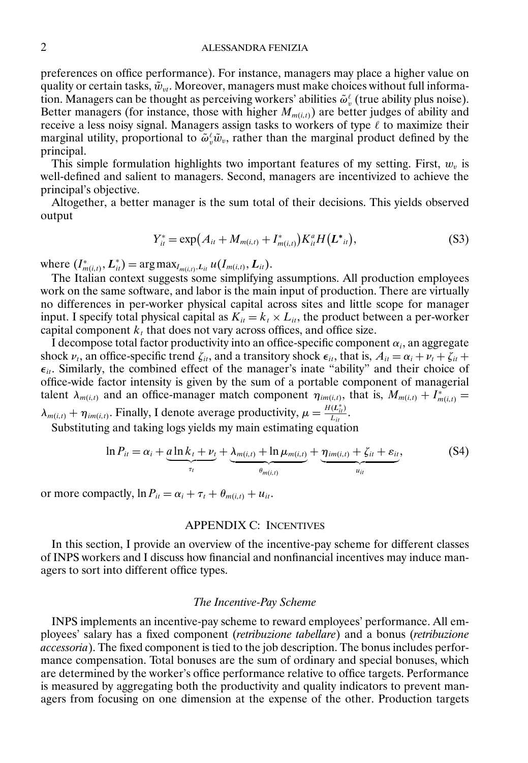preferences on office performance). For instance, managers may place a higher value on quality or certain tasks, $\tilde{w}_{vt}$. Moreover, managers must make choices without full information. Managers can be thought as perceiving workers' abilities $\tilde{\omega}_v^\ell$ (true ability plus noise). Better managers (for instance, those with higher $M_{m(i,t)}$) are better judges of ability and receive a less noisy signal. Managers assign tasks to workers of type $\ell$ to maximize their marginal utility, proportional to $\tilde{\omega}_v^\ell \tilde{w}_v$, rather than the marginal product defined by the principal.

This simple formulation highlights two important features of my setting. First, $w_v$ is well-defined and salient to managers. Second, managers are incentivized to achieve the principal's objective.

Altogether, a better manager is the sum total of their decisions. This yields observed output

$$Y_{it}^* = \exp\bigl(A_{it} + M_{m(i,t)} + I_{m(i,t)}^*\bigr) K_{it}^a H\bigl(\boldsymbol{L}^*{}_{it}\bigr), \tag{S3}$$

where $(I_{m(i,t)}^*, \boldsymbol{L}_{it}^*) = \arg\max_{I_{m(i,t)}, \boldsymbol{L}_{it}} u(I_{m(i,t)}, \boldsymbol{L}_{it})$.

The Italian context suggests some simplifying assumptions. All production employees work on the same software, and labor is the main input of production. There are virtually no differences in per-worker physical capital across sites and little scope for manager input. I specify total physical capital as $K_{it} = k_t \times L_{it}$, the product between a per-worker capital component $k_t$ that does not vary across offices, and office size.

I decompose total factor productivity into an office-specific component $\alpha_i$, an aggregate shock $\nu_t$, an office-specific trend $\zeta_{it}$, and a transitory shock $\epsilon_{it}$, that is, $A_{it} = \alpha_i + \nu_t + \zeta_{it} + \epsilon_{it}$. Similarly, the combined effect of the manager's inate "ability" and their choice of office-wide factor intensity is given by the sum of a portable component of managerial talent $\lambda_{m(i,t)}$ and an office-manager match component $\eta_{im(i,t)}$, that is, $M_{m(i,t)} + I_{m(i,t)}^* = \lambda_{m(i,t)} + \eta_{im(i,t)}$. Finally, I denote average productivity, $\mu = \frac{H(L_{it}^*)}{L_{it}}$.

Substituting and taking logs yields my main estimating equation

$$\ln P_{it} = \alpha_i + \underbrace{a \ln k_t + \nu_t}_{\tau_t} + \underbrace{\lambda_{m(i,t)} + \ln \mu_{m(i,t)}}_{\theta_{m(i,t)}} + \underbrace{\eta_{im(i,t)} + \zeta_{it} + \varepsilon_{it}}_{u_{it}}, \tag{S4}$$

or more compactly, $\ln P_{it} = \alpha_i + \tau_t + \theta_{m(i,t)} + u_{it}$.

## APPENDIX C: INCENTIVES

In this section, I provide an overview of the incentive-pay scheme for different classes of INPS workers and I discuss how financial and nonfinancial incentives may induce managers to sort into different office types.

### *The Incentive-Pay Scheme*

INPS implements an incentive-pay scheme to reward employees' performance. All employees' salary has a fixed component (*retribuzione tabellare*) and a bonus (*retribuzione accessoria*). The fixed component is tied to the job description. The bonus includes performance compensation. Total bonuses are the sum of ordinary and special bonuses, which are determined by the worker's office performance relative to office targets. Performance is measured by aggregating both the productivity and quality indicators to prevent managers from focusing on one dimension at the expense of the other. Production targets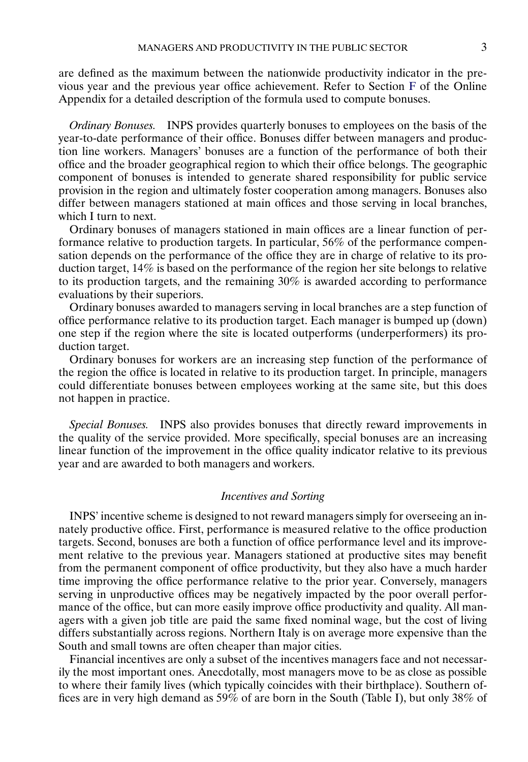are defined as the maximum between the nationwide productivity indicator in the previous year and the previous year office achievement. Refer to Section F of the Online Appendix for a detailed description of the formula used to compute bonuses.

*Ordinary Bonuses.* INPS provides quarterly bonuses to employees on the basis of the year-to-date performance of their office. Bonuses differ between managers and production line workers. Managers' bonuses are a function of the performance of both their office and the broader geographical region to which their office belongs. The geographic component of bonuses is intended to generate shared responsibility for public service provision in the region and ultimately foster cooperation among managers. Bonuses also differ between managers stationed at main offices and those serving in local branches, which I turn to next.

Ordinary bonuses of managers stationed in main offices are a linear function of performance relative to production targets. In particular, 56% of the performance compensation depends on the performance of the office they are in charge of relative to its production target, 14% is based on the performance of the region her site belongs to relative to its production targets, and the remaining 30% is awarded according to performance evaluations by their superiors.

Ordinary bonuses awarded to managers serving in local branches are a step function of office performance relative to its production target. Each manager is bumped up (down) one step if the region where the site is located outperforms (underperformers) its production target.

Ordinary bonuses for workers are an increasing step function of the performance of the region the office is located in relative to its production target. In principle, managers could differentiate bonuses between employees working at the same site, but this does not happen in practice.

*Special Bonuses.* INPS also provides bonuses that directly reward improvements in the quality of the service provided. More specifically, special bonuses are an increasing linear function of the improvement in the office quality indicator relative to its previous year and are awarded to both managers and workers.

### *Incentives and Sorting*

INPS' incentive scheme is designed to not reward managers simply for overseeing an innately productive office. First, performance is measured relative to the office production targets. Second, bonuses are both a function of office performance level and its improvement relative to the previous year. Managers stationed at productive sites may benefit from the permanent component of office productivity, but they also have a much harder time improving the office performance relative to the prior year. Conversely, managers serving in unproductive offices may be negatively impacted by the poor overall performance of the office, but can more easily improve office productivity and quality. All managers with a given job title are paid the same fixed nominal wage, but the cost of living differs substantially across regions. Northern Italy is on average more expensive than the South and small towns are often cheaper than major cities.

Financial incentives are only a subset of the incentives managers face and not necessarily the most important ones. Anecdotally, most managers move to be as close as possible to where their family lives (which typically coincides with their birthplace). Southern offices are in very high demand as 59% of are born in the South (Table I), but only 38% of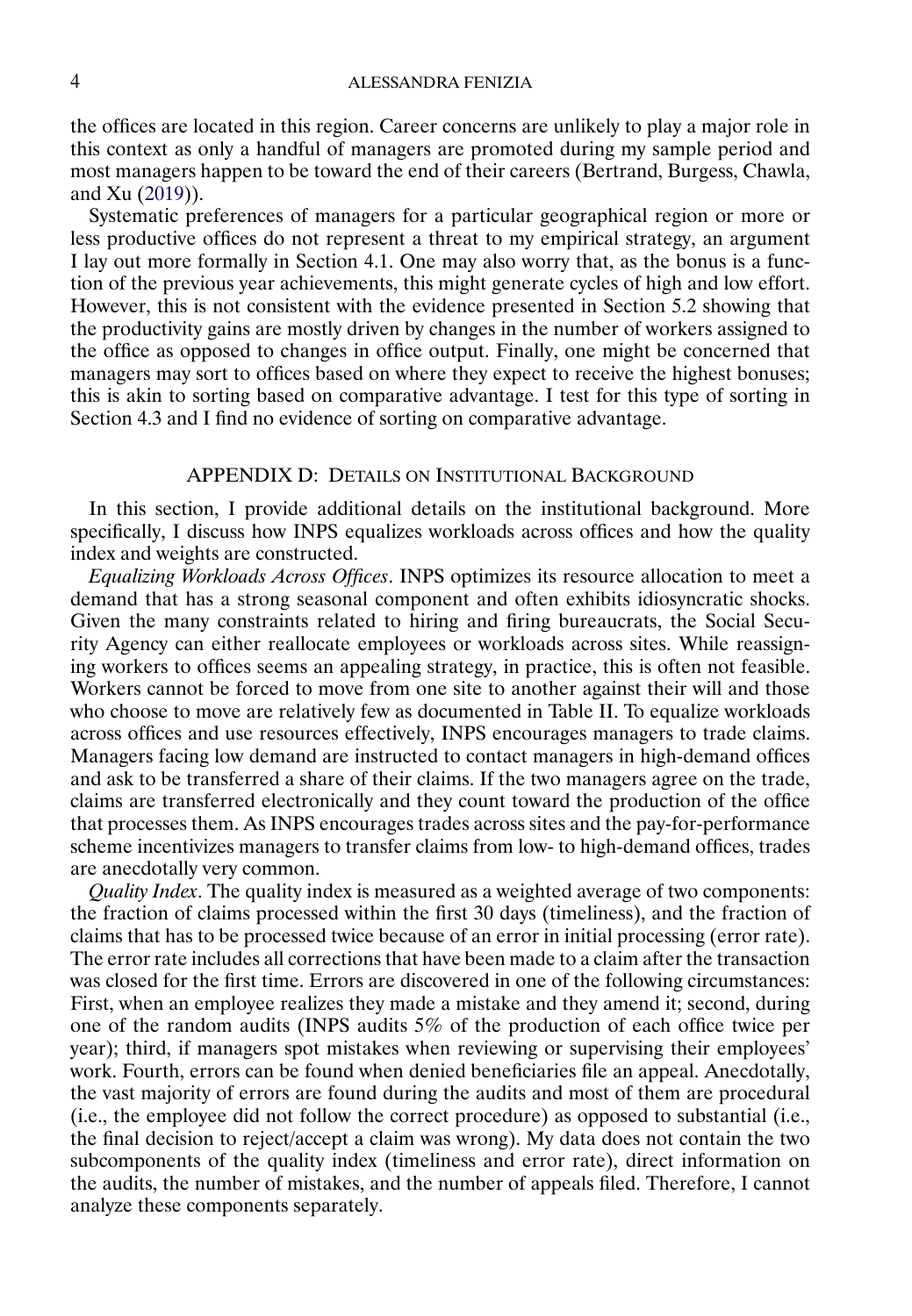the offices are located in this region. Career concerns are unlikely to play a major role in this context as only a handful of managers are promoted during my sample period and most managers happen to be toward the end of their careers (Bertrand, Burgess, Chawla, and Xu (2019)).

Systematic preferences of managers for a particular geographical region or more or less productive offices do not represent a threat to my empirical strategy, an argument I lay out more formally in Section 4.1. One may also worry that, as the bonus is a function of the previous year achievements, this might generate cycles of high and low effort. However, this is not consistent with the evidence presented in Section 5.2 showing that the productivity gains are mostly driven by changes in the number of workers assigned to the office as opposed to changes in office output. Finally, one might be concerned that managers may sort to offices based on where they expect to receive the highest bonuses; this is akin to sorting based on comparative advantage. I test for this type of sorting in Section 4.3 and I find no evidence of sorting on comparative advantage.

## APPENDIX D: DETAILS ON INSTITUTIONAL BACKGROUND

In this section, I provide additional details on the institutional background. More specifically, I discuss how INPS equalizes workloads across offices and how the quality index and weights are constructed.

*Equalizing Workloads Across Offices*. INPS optimizes its resource allocation to meet a demand that has a strong seasonal component and often exhibits idiosyncratic shocks. Given the many constraints related to hiring and firing bureaucrats, the Social Security Agency can either reallocate employees or workloads across sites. While reassigning workers to offices seems an appealing strategy, in practice, this is often not feasible. Workers cannot be forced to move from one site to another against their will and those who choose to move are relatively few as documented in Table II. To equalize workloads across offices and use resources effectively, INPS encourages managers to trade claims. Managers facing low demand are instructed to contact managers in high-demand offices and ask to be transferred a share of their claims. If the two managers agree on the trade, claims are transferred electronically and they count toward the production of the office that processes them. As INPS encourages trades across sites and the pay-for-performance scheme incentivizes managers to transfer claims from low- to high-demand offices, trades are anecdotally very common.

*Quality Index*. The quality index is measured as a weighted average of two components: the fraction of claims processed within the first 30 days (timeliness), and the fraction of claims that has to be processed twice because of an error in initial processing (error rate). The error rate includes all corrections that have been made to a claim after the transaction was closed for the first time. Errors are discovered in one of the following circumstances: First, when an employee realizes they made a mistake and they amend it; second, during one of the random audits (INPS audits 5% of the production of each office twice per year); third, if managers spot mistakes when reviewing or supervising their employees' work. Fourth, errors can be found when denied beneficiaries file an appeal. Anecdotally, the vast majority of errors are found during the audits and most of them are procedural (i.e., the employee did not follow the correct procedure) as opposed to substantial (i.e., the final decision to reject/accept a claim was wrong). My data does not contain the two subcomponents of the quality index (timeliness and error rate), direct information on the audits, the number of mistakes, and the number of appeals filed. Therefore, I cannot analyze these components separately.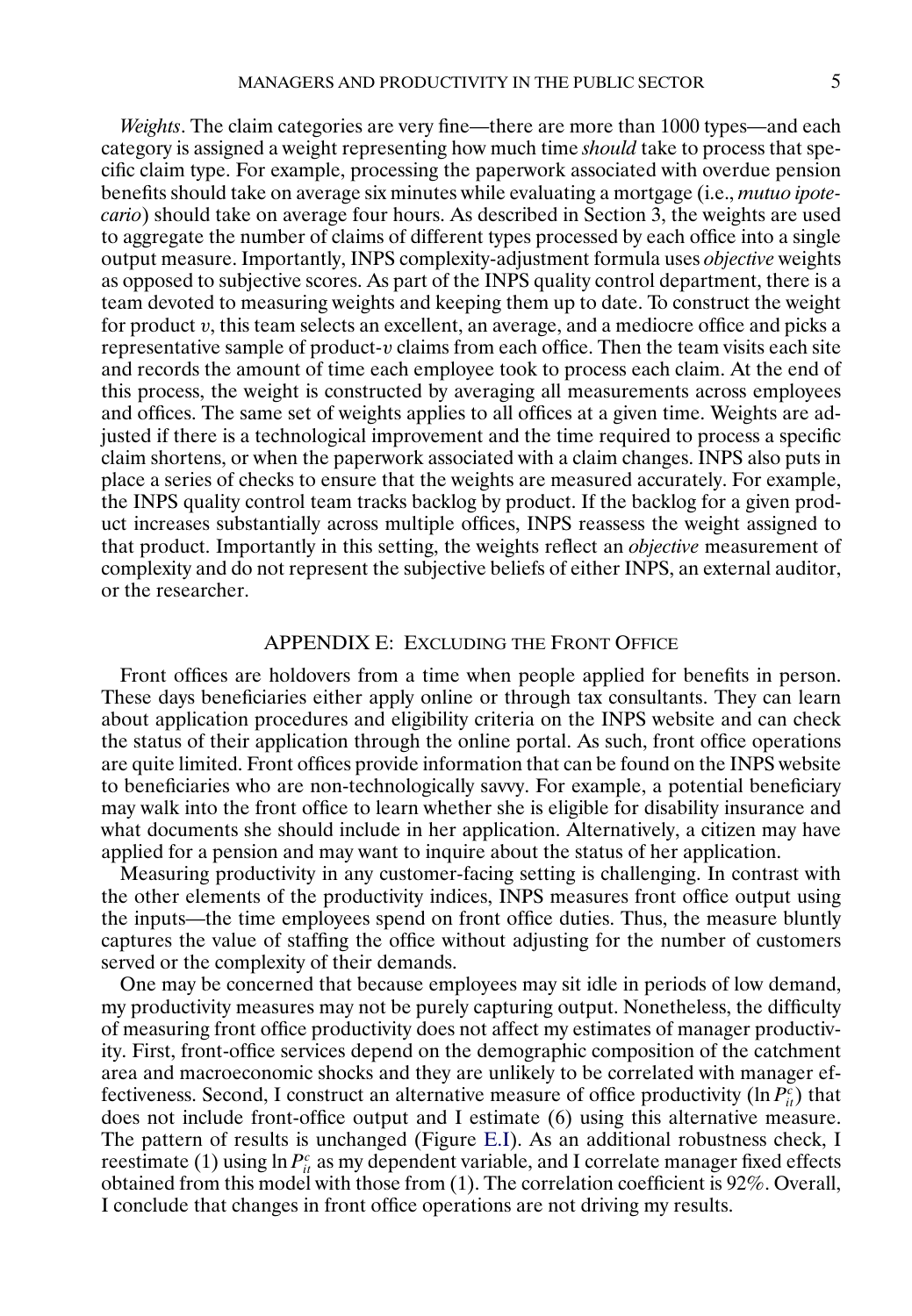*Weights*. The claim categories are very fine—there are more than 1000 types—and each category is assigned a weight representing how much time *should* take to process that specific claim type. For example, processing the paperwork associated with overdue pension benefits should take on average six minutes while evaluating a mortgage (i.e., *mutuo ipotecario*) should take on average four hours. As described in Section 3, the weights are used to aggregate the number of claims of different types processed by each office into a single output measure. Importantly, INPS complexity-adjustment formula uses *objective* weights as opposed to subjective scores. As part of the INPS quality control department, there is a team devoted to measuring weights and keeping them up to date. To construct the weight for product $v$, this team selects an excellent, an average, and a mediocre office and picks a representative sample of product-$v$ claims from each office. Then the team visits each site and records the amount of time each employee took to process each claim. At the end of this process, the weight is constructed by averaging all measurements across employees and offices. The same set of weights applies to all offices at a given time. Weights are adjusted if there is a technological improvement and the time required to process a specific claim shortens, or when the paperwork associated with a claim changes. INPS also puts in place a series of checks to ensure that the weights are measured accurately. For example, the INPS quality control team tracks backlog by product. If the backlog for a given product increases substantially across multiple offices, INPS reassess the weight assigned to that product. Importantly in this setting, the weights reflect an *objective* measurement of complexity and do not represent the subjective beliefs of either INPS, an external auditor, or the researcher.

## APPENDIX E: EXCLUDING THE FRONT OFFICE

Front offices are holdovers from a time when people applied for benefits in person. These days beneficiaries either apply online or through tax consultants. They can learn about application procedures and eligibility criteria on the INPS website and can check the status of their application through the online portal. As such, front office operations are quite limited. Front offices provide information that can be found on the INPS website to beneficiaries who are non-technologically savvy. For example, a potential beneficiary may walk into the front office to learn whether she is eligible for disability insurance and what documents she should include in her application. Alternatively, a citizen may have applied for a pension and may want to inquire about the status of her application.

Measuring productivity in any customer-facing setting is challenging. In contrast with the other elements of the productivity indices, INPS measures front office output using the inputs—the time employees spend on front office duties. Thus, the measure bluntly captures the value of staffing the office without adjusting for the number of customers served or the complexity of their demands.

One may be concerned that because employees may sit idle in periods of low demand, my productivity measures may not be purely capturing output. Nonetheless, the difficulty of measuring front office productivity does not affect my estimates of manager productivity. First, front-office services depend on the demographic composition of the catchment area and macroeconomic shocks and they are unlikely to be correlated with manager effectiveness. Second, I construct an alternative measure of office productivity ($\ln P_{it}^{c}$) that does not include front-office output and I estimate (6) using this alternative measure. The pattern of results is unchanged (Figure E.I). As an additional robustness check, I reestimate (1) using $\ln P_{it}^{c}$ as my dependent variable, and I correlate manager fixed effects obtained from this model with those from (1). The correlation coefficient is 92%. Overall, I conclude that changes in front office operations are not driving my results.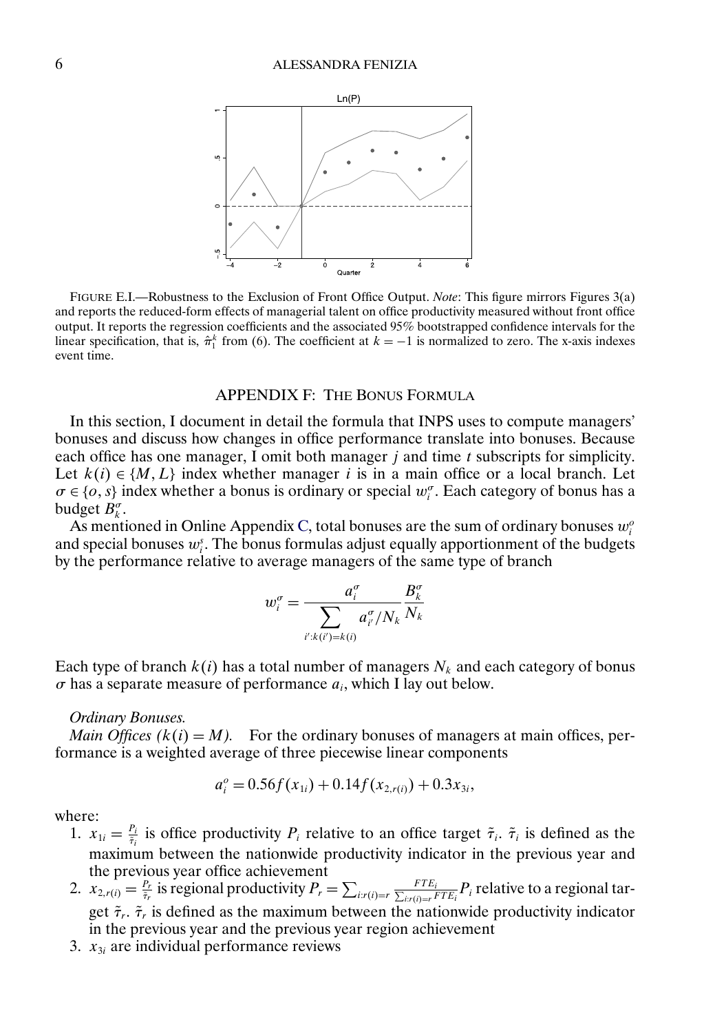FIGURE E.I.—Robustness to the Exclusion of Front Office Output. *Note*: This figure mirrors Figures 3(a) and reports the reduced-form effects of managerial talent on office productivity measured without front office output. It reports the regression coefficients and the associated 95% bootstrapped confidence intervals for the linear specification, that is, $\hat{\pi}_1^k$ from (6). The coefficient at $k = -1$ is normalized to zero. The x-axis indexes event time.

## APPENDIX F: THE BONUS FORMULA

In this section, I document in detail the formula that INPS uses to compute managers' bonuses and discuss how changes in office performance translate into bonuses. Because each office has one manager, I omit both manager $j$ and time $t$ subscripts for simplicity. Let $k(i) \in \{M, L\}$ index whether manager $i$ is in a main office or a local branch. Let $\sigma \in \{o, s\}$ index whether a bonus is ordinary or special $w_i^\sigma$. Each category of bonus has a budget $B_k^\sigma$.

As mentioned in Online Appendix C, total bonuses are the sum of ordinary bonuses $w_i^o$ and special bonuses $w_i^s$. The bonus formulas adjust equally apportionment of the budgets by the performance relative to average managers of the same type of branch

$$w_i^\sigma = \frac{a_i^\sigma}{\sum_{i':k(i')=k(i)} a_{i'}^\sigma / N_k} \frac{B_k^\sigma}{N_k}$$

Each type of branch $k(i)$ has a total number of managers $N_k$ and each category of bonus $\sigma$ has a separate measure of performance $a_i$, which I lay out below.

*Ordinary Bonuses.*

*Main Offices ($k(i) = M$).* For the ordinary bonuses of managers at main offices, performance is a weighted average of three piecewise linear components

$$a_i^o = 0.56 f(x_{1i}) + 0.14 f(x_{2,r(i)}) + 0.3 x_{3i},$$

where:

1. $x_{1i} = \frac{P_i}{\tilde{\tau}_i}$ is office productivity $P_i$ relative to an office target $\tilde{\tau}_i$. $\tilde{\tau}_i$ is defined as the maximum between the nationwide productivity indicator in the previous year and the previous year office achievement
2. $x_{2,r(i)} = \frac{P_r}{\tilde{\tau}_r}$ is regional productivity $P_r = \sum_{i:r(i)=r} \frac{FTE_i}{\sum_{i:r(i)=r} FTE_i} P_i$ relative to a regional target $\tilde{\tau}_r$. $\tilde{\tau}_r$ is defined as the maximum between the nationwide productivity indicator in the previous year and the previous year region achievement
3. $x_{3i}$ are individual performance reviews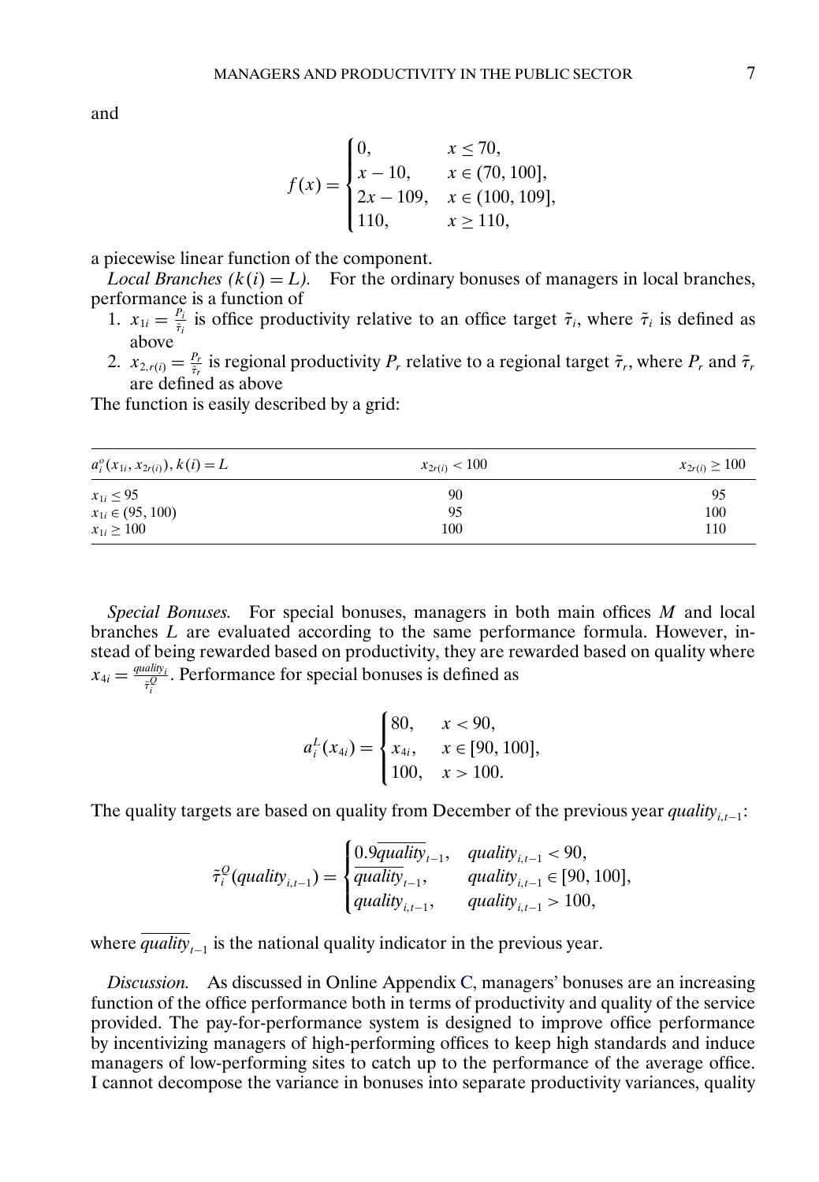and

$$f(x) = \begin{cases} 0, & x \leq 70, \\ x - 10, & x \in (70, 100], \\ 2x - 109, & x \in (100, 109], \\ 110, & x \geq 110, \end{cases}$$

a piecewise linear function of the component.

*Local Branches ($k(i) = L$).* For the ordinary bonuses of managers in local branches, performance is a function of

1. $x_{1i} = \frac{P_i}{\tilde{\tau}_i}$ is office productivity relative to an office target $\tilde{\tau}_i$, where $\tilde{\tau}_i$ is defined as above
2. $x_{2,r(i)} = \frac{P_r}{\tilde{\tau}_r}$ is regional productivity $P_r$ relative to a regional target $\tilde{\tau}_r$, where $P_r$ and $\tilde{\tau}_r$ are defined as above

The function is easily described by a grid:

| $a_i^o(x_{1i}, x_{2r(i)}), k(i) = L$ | $x_{2r(i)} < 100$ | $x_{2r(i)} \geq 100$ |
|---|---|---|
| $x_{1i} \leq 95$ | 90 | 95 |
| $x_{1i} \in (95, 100)$ | 95 | 100 |
| $x_{1i} \geq 100$ | 100 | 110 |

*Special Bonuses.* For special bonuses, managers in both main offices $M$ and local branches $L$ are evaluated according to the same performance formula. However, instead of being rewarded based on productivity, they are rewarded based on quality where $x_{4i} = \frac{quality_i}{\tilde{\tau}_i^Q}$. Performance for special bonuses is defined as

$$a_i^L(x_{4i}) = \begin{cases} 80, & x < 90, \\ x_{4i}, & x \in [90, 100], \\ 100, & x > 100. \end{cases}$$

The quality targets are based on quality from December of the previous year $quality_{i,t-1}$:

$$\tilde{\tau}_i^Q(quality_{i,t-1}) = \begin{cases} 0.9\overline{quality}_{t-1}, & quality_{i,t-1} < 90, \\ \overline{quality}_{t-1}, & quality_{i,t-1} \in [90, 100], \\ quality_{i,t-1}, & quality_{i,t-1} > 100, \end{cases}$$

where $\overline{quality}_{t-1}$ is the national quality indicator in the previous year.

*Discussion.* As discussed in Online Appendix C, managers' bonuses are an increasing function of the office performance both in terms of productivity and quality of the service provided. The pay-for-performance system is designed to improve office performance by incentivizing managers of high-performing offices to keep high standards and induce managers of low-performing sites to catch up to the performance of the average office. I cannot decompose the variance in bonuses into separate productivity variances, quality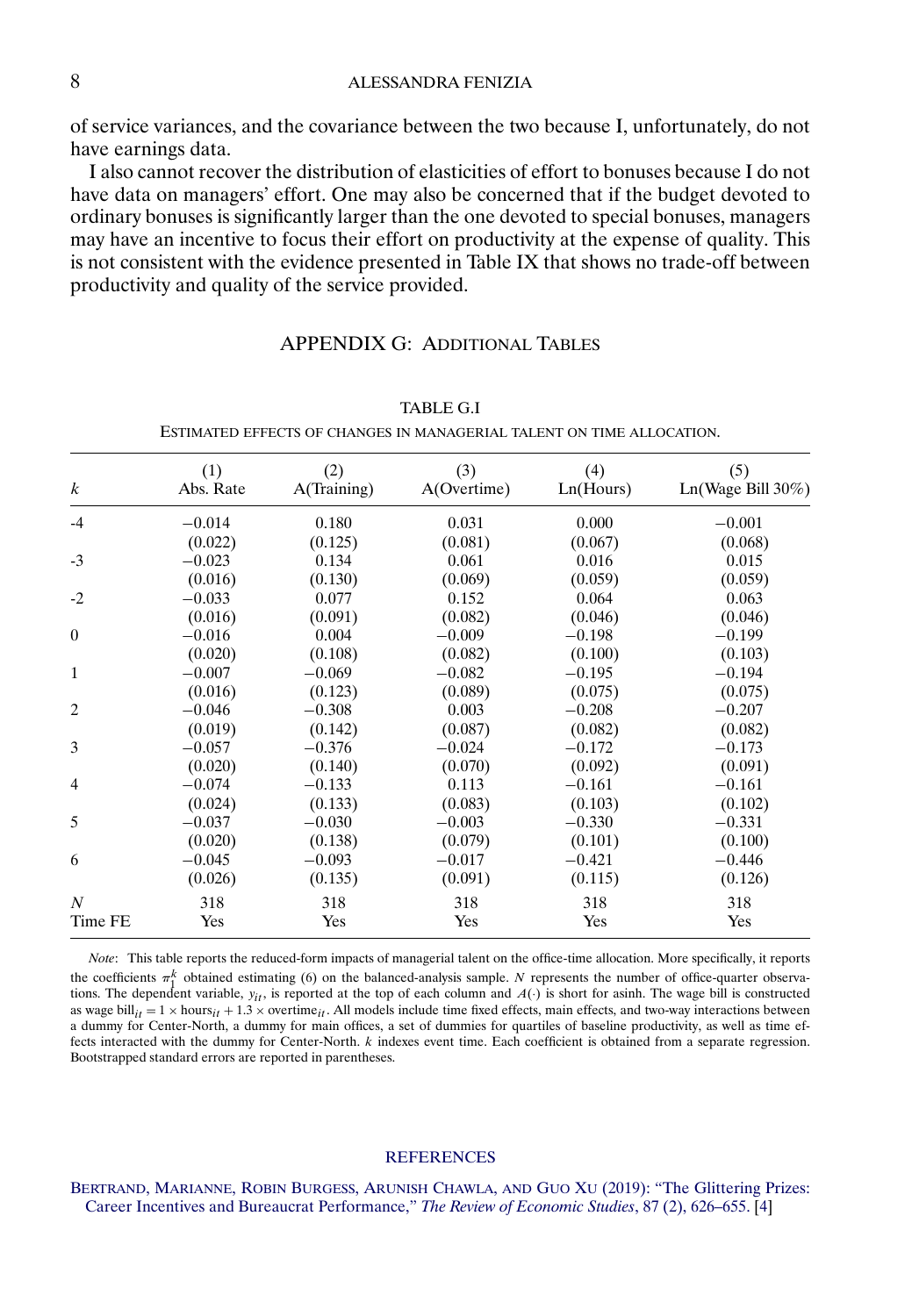of service variances, and the covariance between the two because I, unfortunately, do not have earnings data.

I also cannot recover the distribution of elasticities of effort to bonuses because I do not have data on managers' effort. One may also be concerned that if the budget devoted to ordinary bonuses is significantly larger than the one devoted to special bonuses, managers may have an incentive to focus their effort on productivity at the expense of quality. This is not consistent with the evidence presented in Table IX that shows no trade-off between productivity and quality of the service provided.

## APPENDIX G: Additional Tables

TABLE G.I

Estimated effects of changes in managerial talent on time allocation.

| $k$ | (1) Abs. Rate | (2) A(Training) | (3) A(Overtime) | (4) Ln(Hours) | (5) Ln(Wage Bill 30%) |
|---|---|---|---|---|---|
| -4 | −0.014 | 0.180 | 0.031 | 0.000 | −0.001 |
| | (0.022) | (0.125) | (0.081) | (0.067) | (0.068) |
| -3 | −0.023 | 0.134 | 0.061 | 0.016 | 0.015 |
| | (0.016) | (0.130) | (0.069) | (0.059) | (0.059) |
| -2 | −0.033 | 0.077 | 0.152 | 0.064 | 0.063 |
| | (0.016) | (0.091) | (0.082) | (0.046) | (0.046) |
| 0 | −0.016 | 0.004 | −0.009 | −0.198 | −0.199 |
| | (0.020) | (0.108) | (0.082) | (0.100) | (0.103) |
| 1 | −0.007 | −0.069 | −0.082 | −0.195 | −0.194 |
| | (0.016) | (0.123) | (0.089) | (0.075) | (0.075) |
| 2 | −0.046 | −0.308 | 0.003 | −0.208 | −0.207 |
| | (0.019) | (0.142) | (0.087) | (0.082) | (0.082) |
| 3 | −0.057 | −0.376 | −0.024 | −0.172 | −0.173 |
| | (0.020) | (0.140) | (0.070) | (0.092) | (0.091) |
| 4 | −0.074 | −0.133 | 0.113 | −0.161 | −0.161 |
| | (0.024) | (0.133) | (0.083) | (0.103) | (0.102) |
| 5 | −0.037 | −0.030 | −0.003 | −0.330 | −0.331 |
| | (0.020) | (0.138) | (0.079) | (0.101) | (0.100) |
| 6 | −0.045 | −0.093 | −0.017 | −0.421 | −0.446 |
| | (0.026) | (0.135) | (0.091) | (0.115) | (0.126) |
| $N$ | 318 | 318 | 318 | 318 | 318 |
| Time FE | Yes | Yes | Yes | Yes | Yes |

*Note*: This table reports the reduced-form impacts of managerial talent on the office-time allocation. More specifically, it reports the coefficients $\pi_1^k$ obtained estimating (6) on the balanced-analysis sample. $N$ represents the number of office-quarter observations. The dependent variable, $y_{it}$, is reported at the top of each column and $A(\cdot)$ is short for asinh. The wage bill is constructed as wage bill$_{it} = 1 \times$ hours$_{it} + 1.3 \times$ overtime$_{it}$. All models include time fixed effects, main effects, and two-way interactions between a dummy for Center-North, a dummy for main offices, a set of dummies for quartiles of baseline productivity, as well as time effects interacted with the dummy for Center-North. $k$ indexes event time. Each coefficient is obtained from a separate regression. Bootstrapped standard errors are reported in parentheses.

## REFERENCES

Bertrand, Marianne, Robin Burgess, Arunish Chawla, and Guo Xu (2019): "The Glittering Prizes: Career Incentives and Bureaucrat Performance," *The Review of Economic Studies*, 87 (2), 626–655. [4]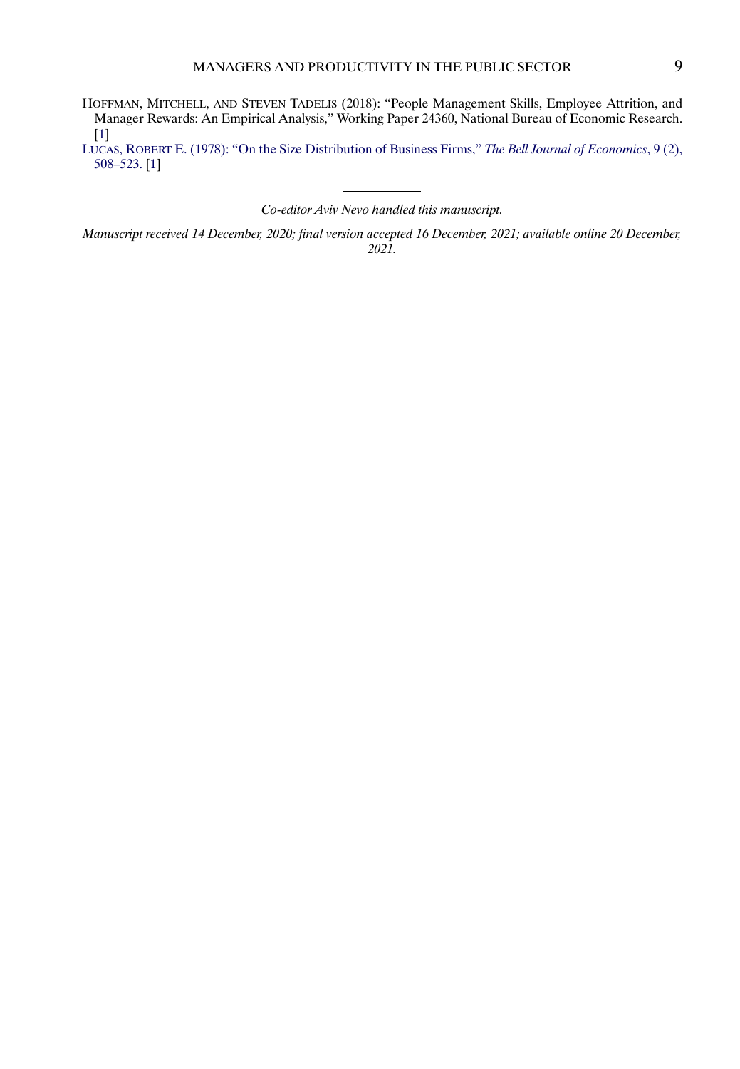HOFFMAN, MITCHELL, AND STEVEN TADELIS (2018): "People Management Skills, Employee Attrition, and Manager Rewards: An Empirical Analysis," Working Paper 24360, National Bureau of Economic Research. [1]

LUCAS, ROBERT E. (1978): "On the Size Distribution of Business Firms," *The Bell Journal of Economics*, 9 (2), 508–523. [1]

---

*Co-editor Aviv Nevo handled this manuscript.*

*Manuscript received 14 December, 2020; final version accepted 16 December, 2021; available online 20 December, 2021.*